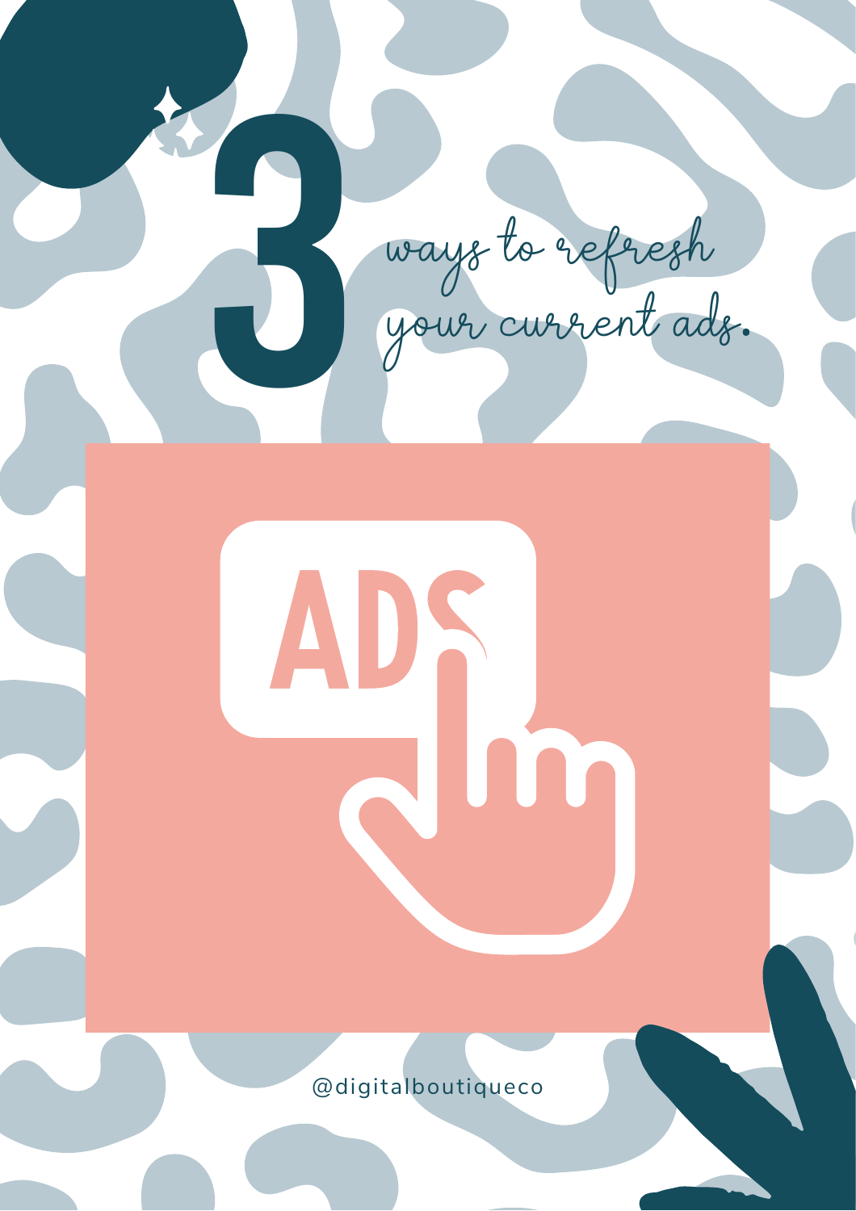# 3 ways to refresh your current ads.

@digitalboutiqueco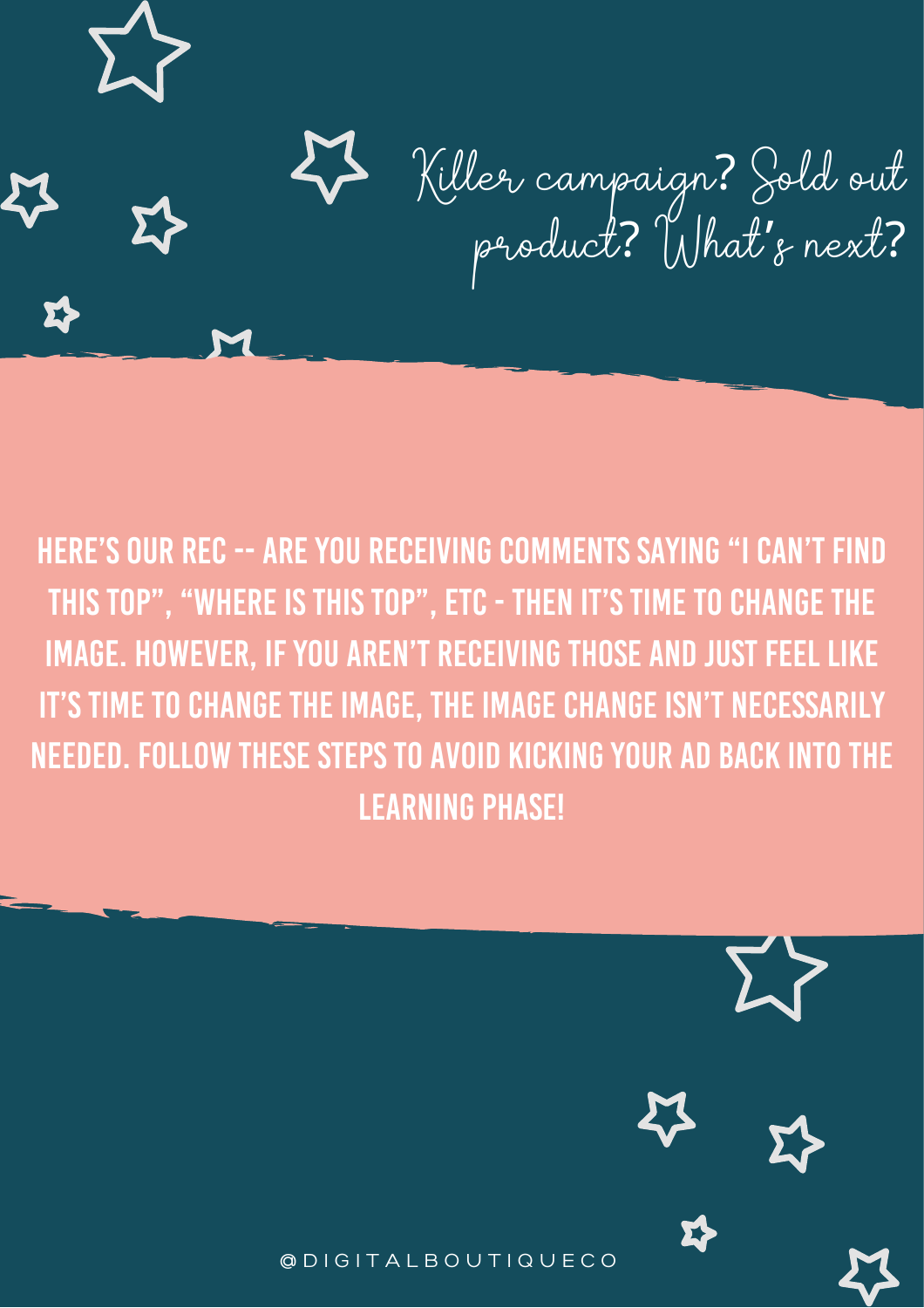## Killer campaign? Sold out product? What's next?

HERE'S OUR REC -- ARE YOU RECEIVING COMMENTS SAYING "I CAN'T FIND THIS TOP", "WHERE IS THIS TOP", ETC - THEN IT'S TIME TO CHANGE THE IMAGE. HOWEVER, IF YOU AREN'T RECEIVING THOSE AND JUST FEEL LIKE IT'S TIME TO CHANGE THE IMAGE, THE IMAGE CHANGE ISN'T NECESSARILY NEEDED. FOLLOW THESE STEPS TO AVOID KICKING YOUR AD BACK INTO THE LEARNING PHASE!

@DIGITALBOUTIQUECO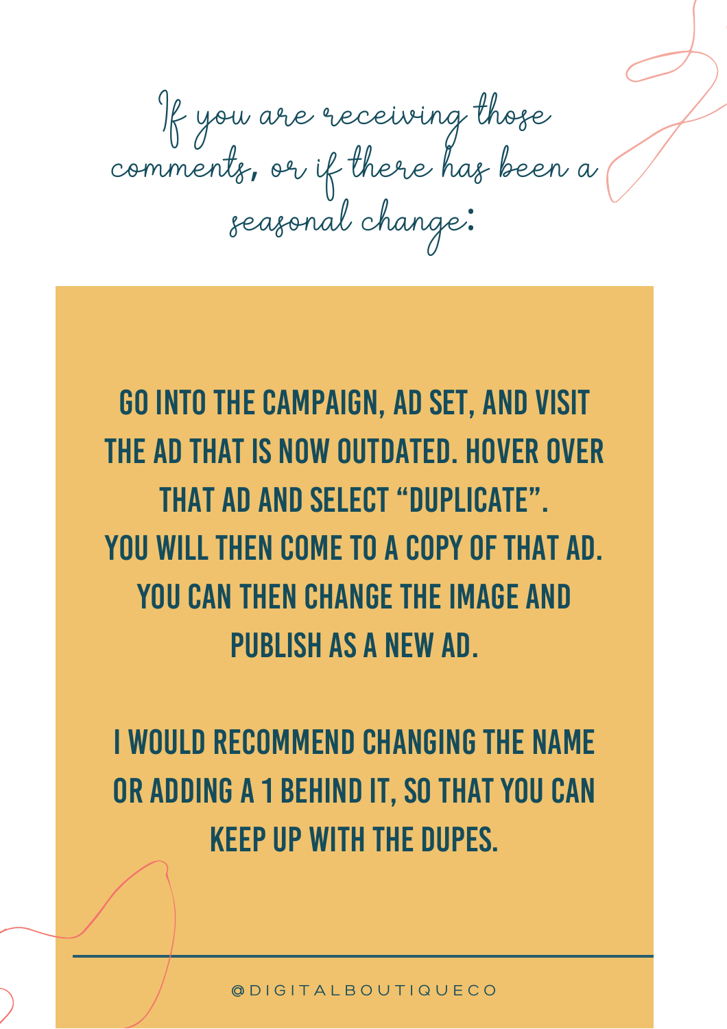## If you are receiving those comments, or if there has been a seasonal change:

GO INTO THE CAMPAIGN, AD SET, AND VISIT THE AD THAT IS NOW OUTDATED. HOVER OVER THAT AD AND SELECT "DUPLICATE". YOU WILL THEN COME TO A COPY OF THAT AD. YOU CAN THEN CHANGE THE IMAGE AND PUBLISH AS A NEW AD.

I WOULD RECOMMEND CHANGING THE NAME OR ADDING A 1 BEHIND IT, SO THAT YOU CAN KEEP UP WITH THE DUPES.

@DIGITALBOUTIQUECO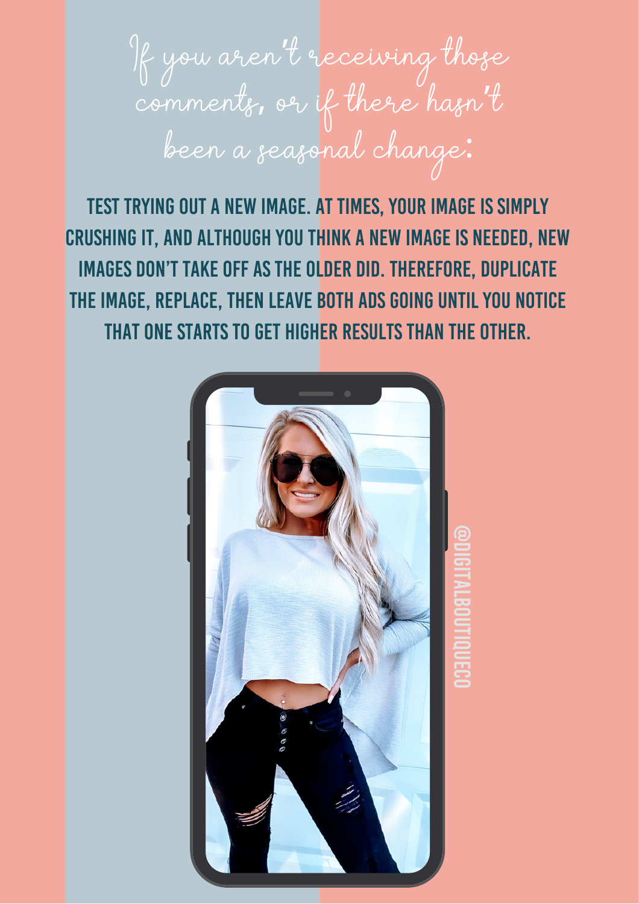# If you aren't receiving those comments, or if there hasn't been a seasonal change:

TEST TRYING OUT A NEW IMAGE. AT TIMES, YOUR IMAGE IS SIMPLY CRUSHING IT, AND ALTHOUGH YOU THINK A NEW IMAGE IS NEEDED, NEW IMAGES DON'T TAKE OFF AS THE OLDER DID. THEREFORE, DUPLICATE THE IMAGE, REPLACE, THEN LEAVE BOTH ADS GOING UNTIL YOU NOTICE THAT ONE STARTS TO GET HIGHER RESULTS THAN THE OTHER.

@DIGITALBOUTIQUECO